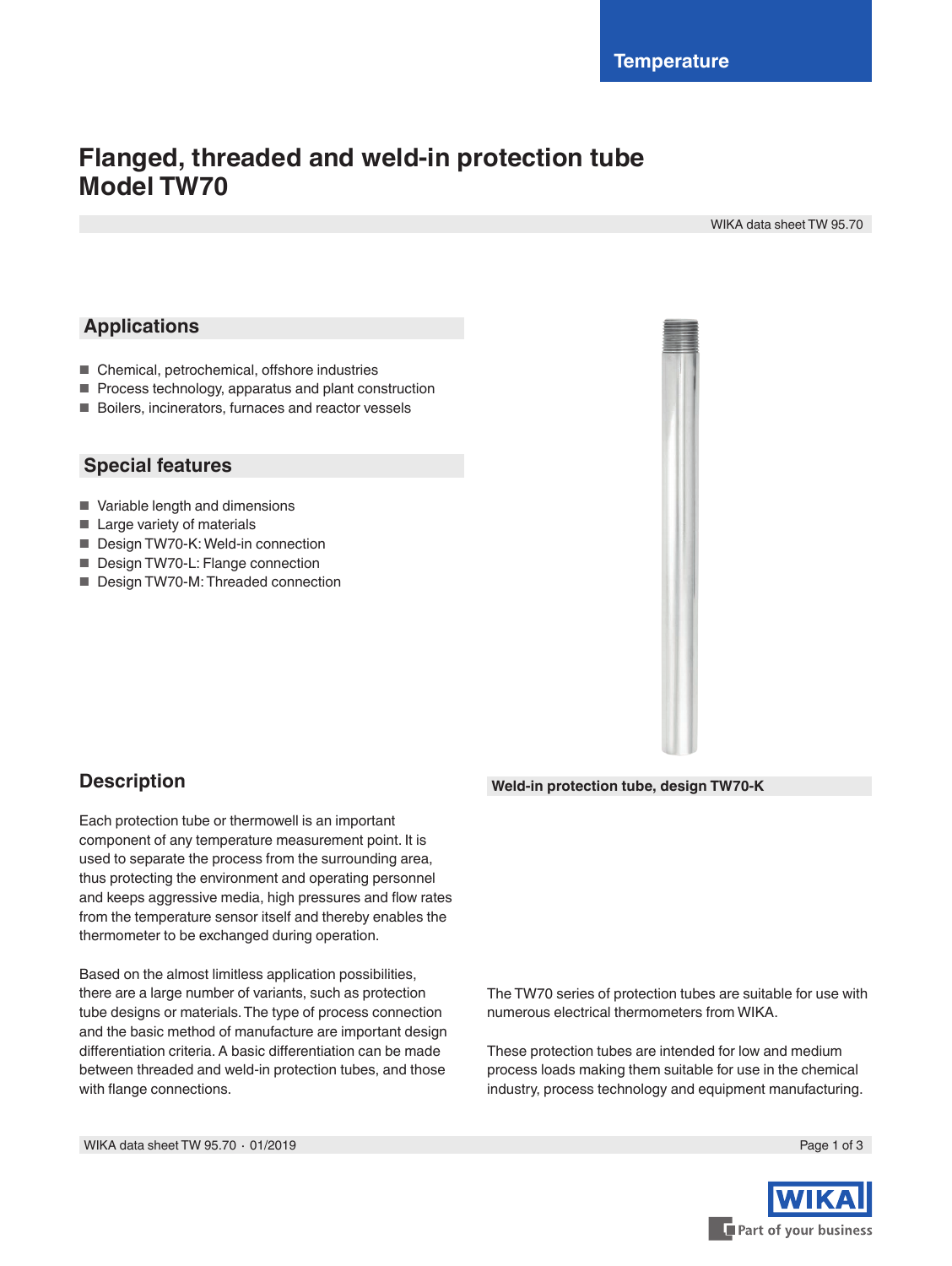Temperature

# Flanged, threaded and weld-in protection tube
# Model TW70

WIKA data sheet TW 95.70

## Applications

- Chemical, petrochemical, offshore industries
- Process technology, apparatus and plant construction
- Boilers, incinerators, furnaces and reactor vessels

## Special features

- Variable length and dimensions
- Large variety of materials
- Design TW70-K: Weld-in connection
- Design TW70-L: Flange connection
- Design TW70-M: Threaded connection

Weld-in protection tube, design TW70-K

## Description

Each protection tube or thermowell is an important component of any temperature measurement point. It is used to separate the process from the surrounding area, thus protecting the environment and operating personnel and keeps aggressive media, high pressures and flow rates from the temperature sensor itself and thereby enables the thermometer to be exchanged during operation.

Based on the almost limitless application possibilities, there are a large number of variants, such as protection tube designs or materials. The type of process connection and the basic method of manufacture are important design differentiation criteria. A basic differentiation can be made between threaded and weld-in protection tubes, and those with flange connections.

The TW70 series of protection tubes are suitable for use with numerous electrical thermometers from WIKA.

These protection tubes are intended for low and medium process loads making them suitable for use in the chemical industry, process technology and equipment manufacturing.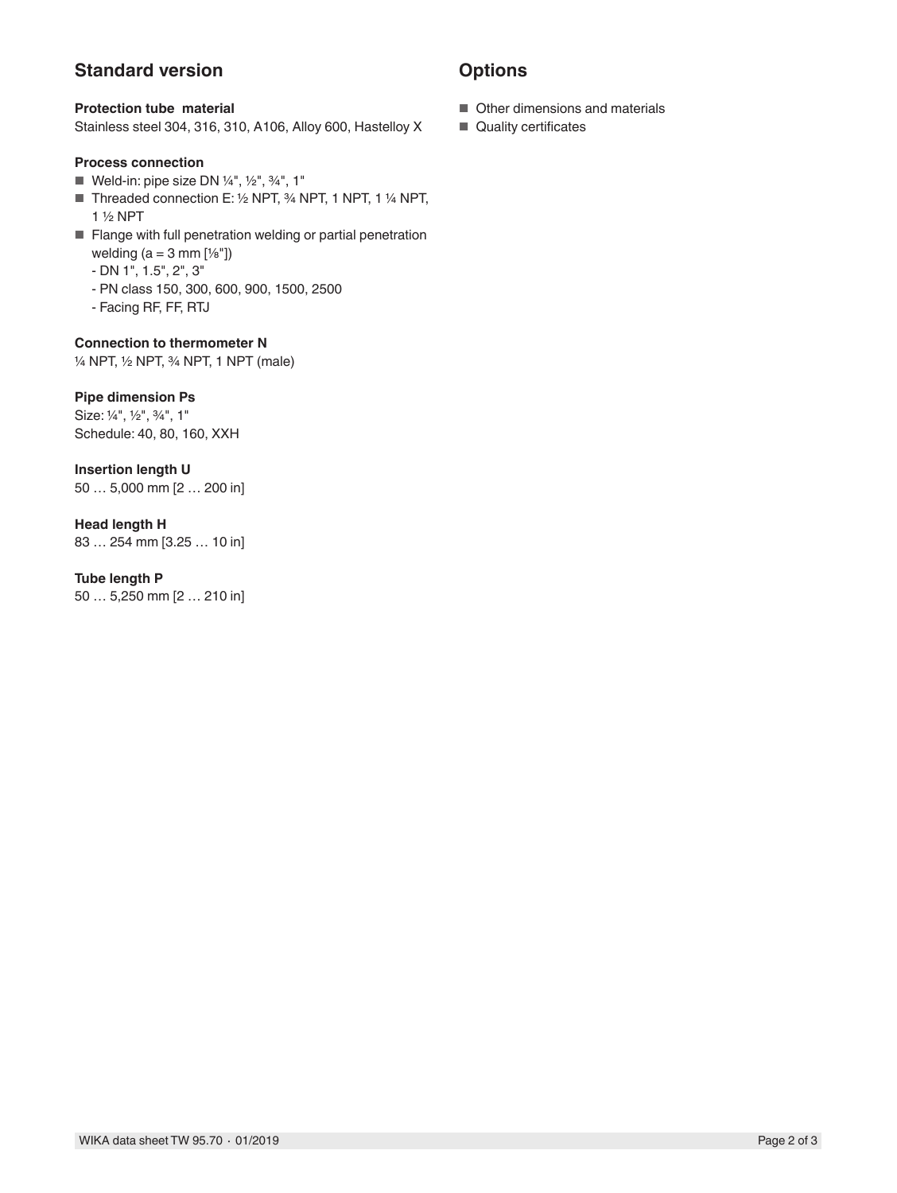## Standard version

**Protection tube material**
Stainless steel 304, 316, 310, A106, Alloy 600, Hastelloy X

**Process connection**

- Weld-in: pipe size DN ¼", ½", ¾", 1"
- Threaded connection E: ½ NPT, ¾ NPT, 1 NPT, 1 ¼ NPT, 1 ½ NPT
- Flange with full penetration welding or partial penetration welding (a = 3 mm [⅛"])
  - DN 1", 1.5", 2", 3"
  - PN class 150, 300, 600, 900, 1500, 2500
  - Facing RF, FF, RTJ

**Connection to thermometer N**
¼ NPT, ½ NPT, ¾ NPT, 1 NPT (male)

**Pipe dimension Ps**
Size: ¼", ½", ¾", 1"
Schedule: 40, 80, 160, XXH

**Insertion length U**
50 … 5,000 mm [2 … 200 in]

**Head length H**
83 … 254 mm [3.25 … 10 in]

**Tube length P**
50 … 5,250 mm [2 … 210 in]

## Options

- Other dimensions and materials
- Quality certificates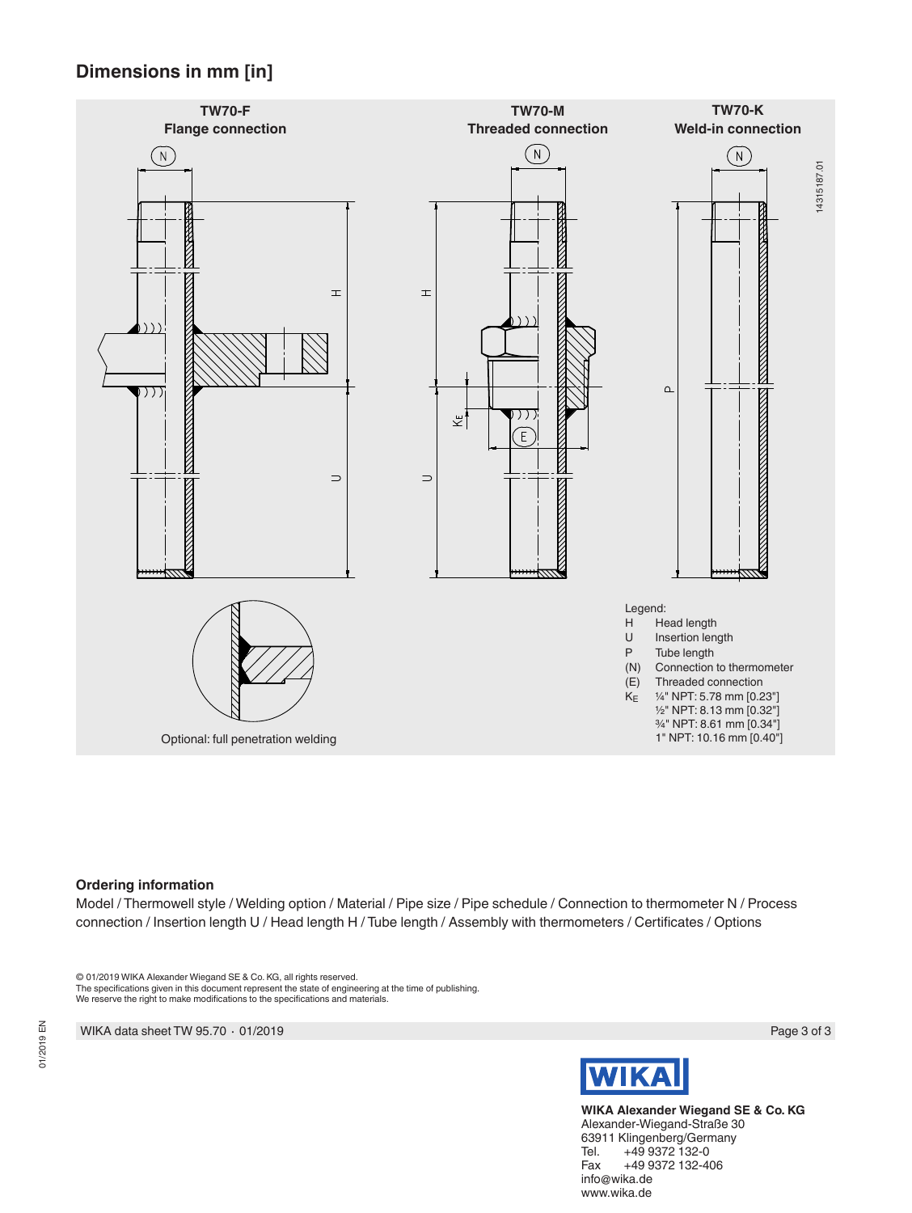## Dimensions in mm [in]

**TW70-F**
**Flange connection**

**TW70-M**
**Threaded connection**

**TW70-K**
**Weld-in connection**

14315187.01

Optional: full penetration welding

Legend:
- H Head length
- U Insertion length
- P Tube length
- (N) Connection to thermometer
- (E) Threaded connection
- $K_E$ ¼" NPT: 5.78 mm [0.23"]
  ½" NPT: 8.13 mm [0.32"]
  ¾" NPT: 8.61 mm [0.34"]
  1" NPT: 10.16 mm [0.40"]

**Ordering information**

Model / Thermowell style / Welding option / Material / Pipe size / Pipe schedule / Connection to thermometer N / Process connection / Insertion length U / Head length H / Tube length / Assembly with thermometers / Certificates / Options

© 01/2019 WIKA Alexander Wiegand SE & Co. KG, all rights reserved.
The specifications given in this document represent the state of engineering at the time of publishing.
We reserve the right to make modifications to the specifications and materials.

**WIKA Alexander Wiegand SE & Co. KG**
Alexander-Wiegand-Straße 30
63911 Klingenberg/Germany
Tel. +49 9372 132-0
Fax +49 9372 132-406
info@wika.de
www.wika.de